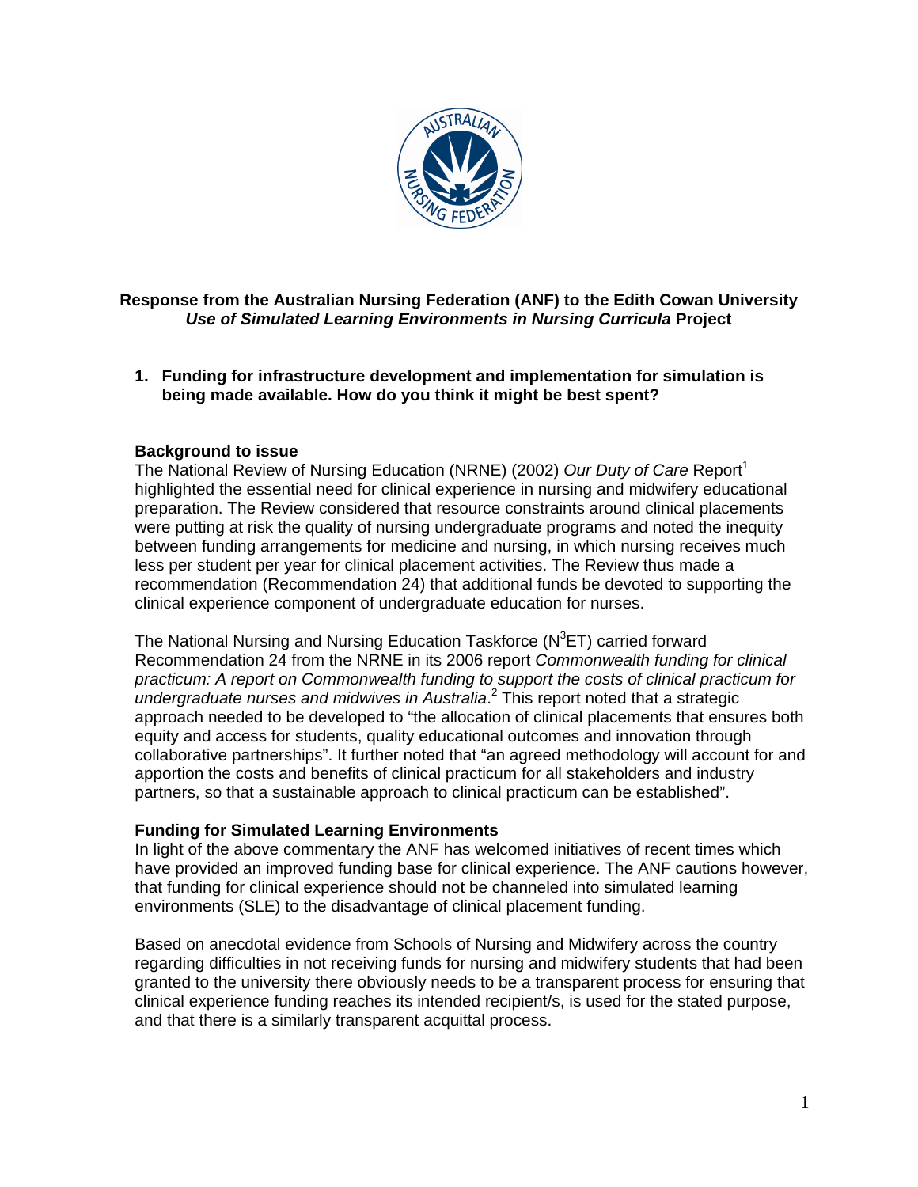**Response from the Australian Nursing Federation (ANF) to the Edith Cowan University *Use of Simulated Learning Environments in Nursing Curricula* Project**

1. **Funding for infrastructure development and implementation for simulation is being made available. How do you think it might be best spent?**

**Background to issue**

The National Review of Nursing Education (NRNE) (2002) *Our Duty of Care* Report[1] highlighted the essential need for clinical experience in nursing and midwifery educational preparation. The Review considered that resource constraints around clinical placements were putting at risk the quality of nursing undergraduate programs and noted the inequity between funding arrangements for medicine and nursing, in which nursing receives much less per student per year for clinical placement activities. The Review thus made a recommendation (Recommendation 24) that additional funds be devoted to supporting the clinical experience component of undergraduate education for nurses.

The National Nursing and Nursing Education Taskforce (N$^3$ET) carried forward Recommendation 24 from the NRNE in its 2006 report *Commonwealth funding for clinical practicum: A report on Commonwealth funding to support the costs of clinical practicum for undergraduate nurses and midwives in Australia*.[2] This report noted that a strategic approach needed to be developed to "the allocation of clinical placements that ensures both equity and access for students, quality educational outcomes and innovation through collaborative partnerships". It further noted that "an agreed methodology will account for and apportion the costs and benefits of clinical practicum for all stakeholders and industry partners, so that a sustainable approach to clinical practicum can be established".

**Funding for Simulated Learning Environments**

In light of the above commentary the ANF has welcomed initiatives of recent times which have provided an improved funding base for clinical experience. The ANF cautions however, that funding for clinical experience should not be channeled into simulated learning environments (SLE) to the disadvantage of clinical placement funding.

Based on anecdotal evidence from Schools of Nursing and Midwifery across the country regarding difficulties in not receiving funds for nursing and midwifery students that had been granted to the university there obviously needs to be a transparent process for ensuring that clinical experience funding reaches its intended recipient/s, is used for the stated purpose, and that there is a similarly transparent acquittal process.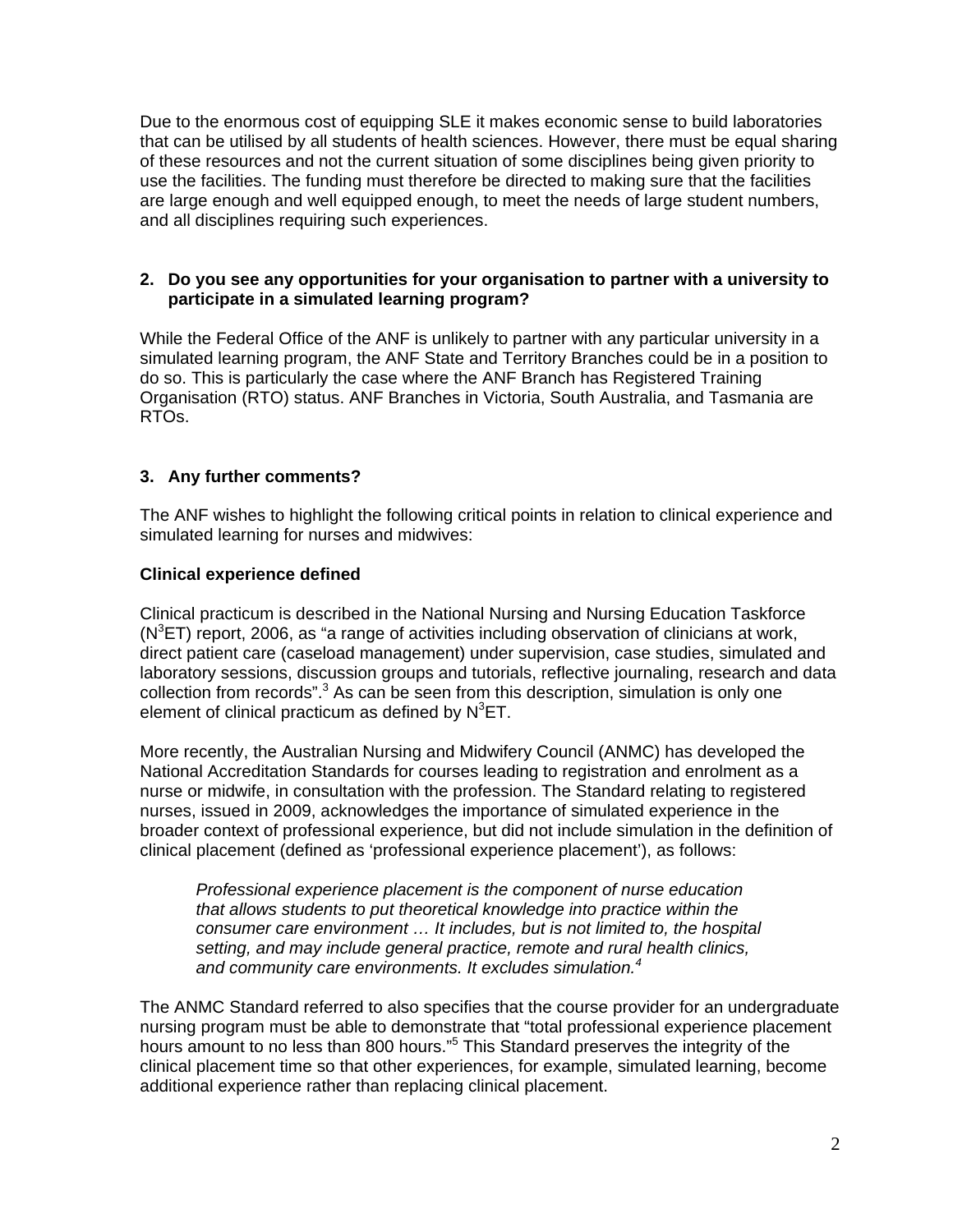Due to the enormous cost of equipping SLE it makes economic sense to build laboratories that can be utilised by all students of health sciences. However, there must be equal sharing of these resources and not the current situation of some disciplines being given priority to use the facilities. The funding must therefore be directed to making sure that the facilities are large enough and well equipped enough, to meet the needs of large student numbers, and all disciplines requiring such experiences.

**2. Do you see any opportunities for your organisation to partner with a university to participate in a simulated learning program?**

While the Federal Office of the ANF is unlikely to partner with any particular university in a simulated learning program, the ANF State and Territory Branches could be in a position to do so. This is particularly the case where the ANF Branch has Registered Training Organisation (RTO) status. ANF Branches in Victoria, South Australia, and Tasmania are RTOs.

**3. Any further comments?**

The ANF wishes to highlight the following critical points in relation to clinical experience and simulated learning for nurses and midwives:

**Clinical experience defined**

Clinical practicum is described in the National Nursing and Nursing Education Taskforce ($N^3ET$) report, 2006, as "a range of activities including observation of clinicians at work, direct patient care (caseload management) under supervision, case studies, simulated and laboratory sessions, discussion groups and tutorials, reflective journaling, research and data collection from records".[3] As can be seen from this description, simulation is only one element of clinical practicum as defined by $N^3ET$.

More recently, the Australian Nursing and Midwifery Council (ANMC) has developed the National Accreditation Standards for courses leading to registration and enrolment as a nurse or midwife, in consultation with the profession. The Standard relating to registered nurses, issued in 2009, acknowledges the importance of simulated experience in the broader context of professional experience, but did not include simulation in the definition of clinical placement (defined as 'professional experience placement'), as follows:

> *Professional experience placement is the component of nurse education that allows students to put theoretical knowledge into practice within the consumer care environment … It includes, but is not limited to, the hospital setting, and may include general practice, remote and rural health clinics, and community care environments. It excludes simulation.*[4]

The ANMC Standard referred to also specifies that the course provider for an undergraduate nursing program must be able to demonstrate that "total professional experience placement hours amount to no less than 800 hours."[5] This Standard preserves the integrity of the clinical placement time so that other experiences, for example, simulated learning, become additional experience rather than replacing clinical placement.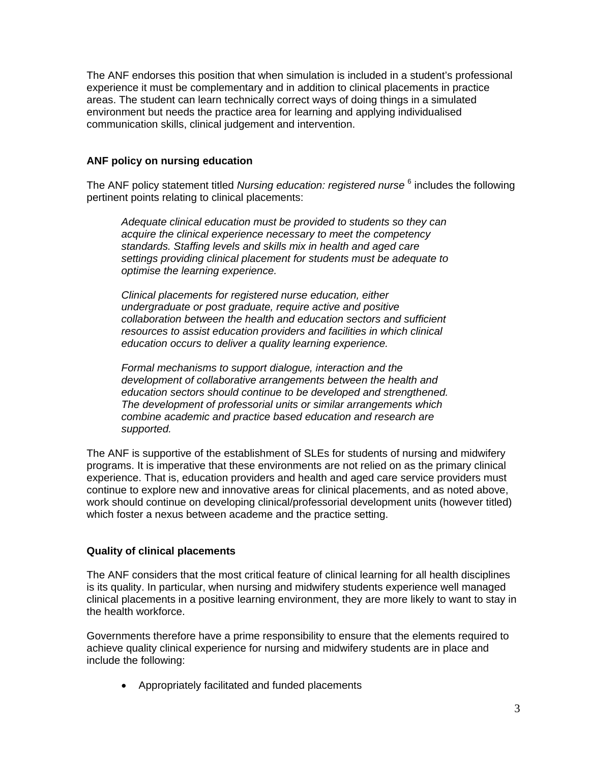The ANF endorses this position that when simulation is included in a student's professional experience it must be complementary and in addition to clinical placements in practice areas. The student can learn technically correct ways of doing things in a simulated environment but needs the practice area for learning and applying individualised communication skills, clinical judgement and intervention.

**ANF policy on nursing education**

The ANF policy statement titled *Nursing education: registered nurse* [6] includes the following pertinent points relating to clinical placements:

> *Adequate clinical education must be provided to students so they can acquire the clinical experience necessary to meet the competency standards. Staffing levels and skills mix in health and aged care settings providing clinical placement for students must be adequate to optimise the learning experience.*
>
> *Clinical placements for registered nurse education, either undergraduate or post graduate, require active and positive collaboration between the health and education sectors and sufficient resources to assist education providers and facilities in which clinical education occurs to deliver a quality learning experience.*
>
> *Formal mechanisms to support dialogue, interaction and the development of collaborative arrangements between the health and education sectors should continue to be developed and strengthened. The development of professorial units or similar arrangements which combine academic and practice based education and research are supported.*

The ANF is supportive of the establishment of SLEs for students of nursing and midwifery programs. It is imperative that these environments are not relied on as the primary clinical experience. That is, education providers and health and aged care service providers must continue to explore new and innovative areas for clinical placements, and as noted above, work should continue on developing clinical/professorial development units (however titled) which foster a nexus between academe and the practice setting.

**Quality of clinical placements**

The ANF considers that the most critical feature of clinical learning for all health disciplines is its quality. In particular, when nursing and midwifery students experience well managed clinical placements in a positive learning environment, they are more likely to want to stay in the health workforce.

Governments therefore have a prime responsibility to ensure that the elements required to achieve quality clinical experience for nursing and midwifery students are in place and include the following:

- Appropriately facilitated and funded placements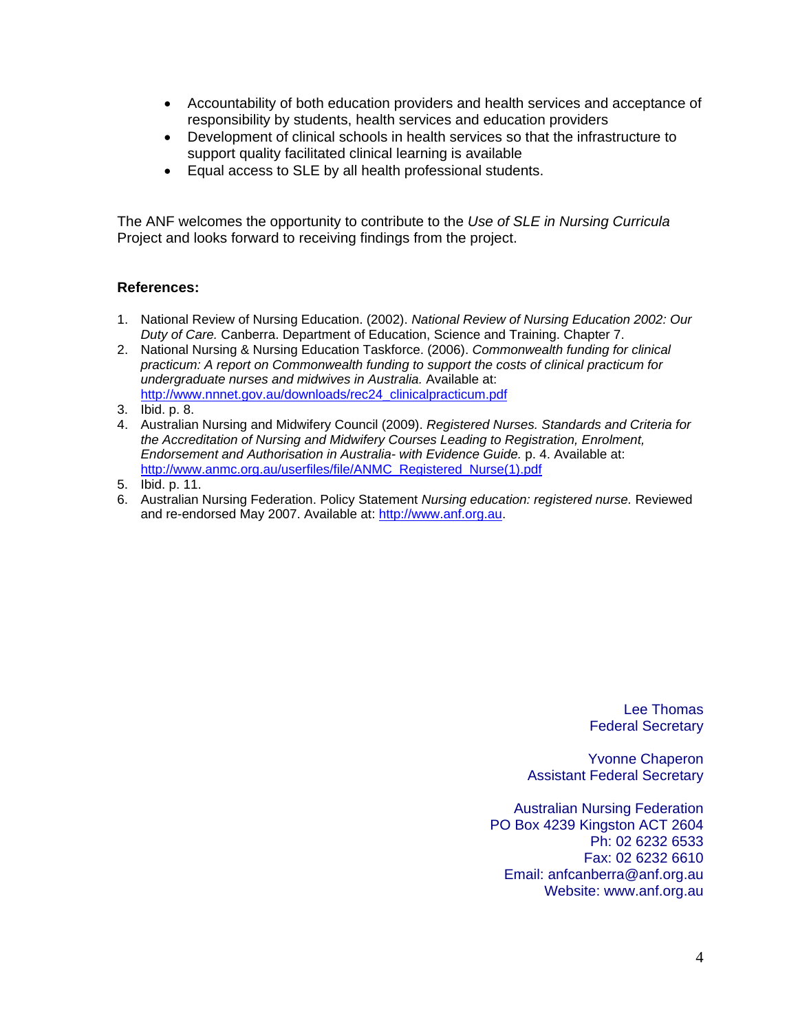- Accountability of both education providers and health services and acceptance of responsibility by students, health services and education providers
- Development of clinical schools in health services so that the infrastructure to support quality facilitated clinical learning is available
- Equal access to SLE by all health professional students.

The ANF welcomes the opportunity to contribute to the *Use of SLE in Nursing Curricula* Project and looks forward to receiving findings from the project.

**References:**

1. National Review of Nursing Education. (2002). *National Review of Nursing Education 2002: Our Duty of Care.* Canberra. Department of Education, Science and Training. Chapter 7.
2. National Nursing & Nursing Education Taskforce. (2006). *Commonwealth funding for clinical practicum: A report on Commonwealth funding to support the costs of clinical practicum for undergraduate nurses and midwives in Australia.* Available at: http://www.nnnet.gov.au/downloads/rec24_clinicalpracticum.pdf
3. Ibid. p. 8.
4. Australian Nursing and Midwifery Council (2009). *Registered Nurses. Standards and Criteria for the Accreditation of Nursing and Midwifery Courses Leading to Registration, Enrolment, Endorsement and Authorisation in Australia- with Evidence Guide.* p. 4. Available at: http://www.anmc.org.au/userfiles/file/ANMC_Registered_Nurse(1).pdf
5. Ibid. p. 11.
6. Australian Nursing Federation. Policy Statement *Nursing education: registered nurse.* Reviewed and re-endorsed May 2007. Available at: http://www.anf.org.au.

Lee Thomas
Federal Secretary

Yvonne Chaperon
Assistant Federal Secretary

Australian Nursing Federation
PO Box 4239 Kingston ACT 2604
Ph: 02 6232 6533
Fax: 02 6232 6610
Email: anfcanberra@anf.org.au
Website: www.anf.org.au